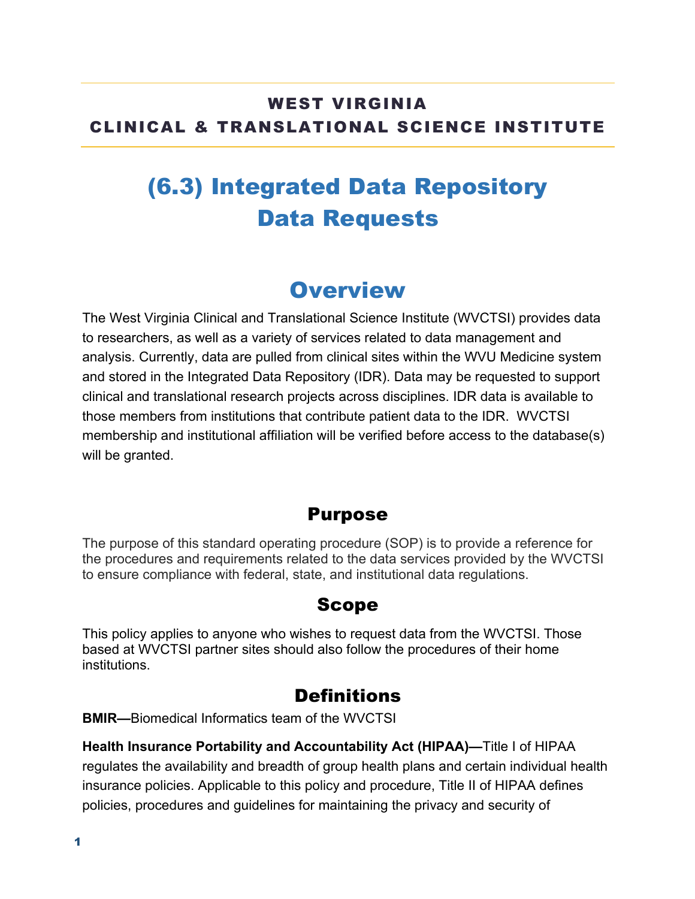**WEST VIRGINIA**
**CLINICAL & TRANSLATIONAL SCIENCE INSTITUTE**

# (6.3) Integrated Data Repository Data Requests

## Overview

The West Virginia Clinical and Translational Science Institute (WVCTSI) provides data to researchers, as well as a variety of services related to data management and analysis. Currently, data are pulled from clinical sites within the WVU Medicine system and stored in the Integrated Data Repository (IDR). Data may be requested to support clinical and translational research projects across disciplines. IDR data is available to those members from institutions that contribute patient data to the IDR. WVCTSI membership and institutional affiliation will be verified before access to the database(s) will be granted.

### Purpose

The purpose of this standard operating procedure (SOP) is to provide a reference for the procedures and requirements related to the data services provided by the WVCTSI to ensure compliance with federal, state, and institutional data regulations.

### Scope

This policy applies to anyone who wishes to request data from the WVCTSI. Those based at WVCTSI partner sites should also follow the procedures of their home institutions.

### Definitions

**BMIR—**Biomedical Informatics team of the WVCTSI

**Health Insurance Portability and Accountability Act (HIPAA)—**Title I of HIPAA regulates the availability and breadth of group health plans and certain individual health insurance policies. Applicable to this policy and procedure, Title II of HIPAA defines policies, procedures and guidelines for maintaining the privacy and security of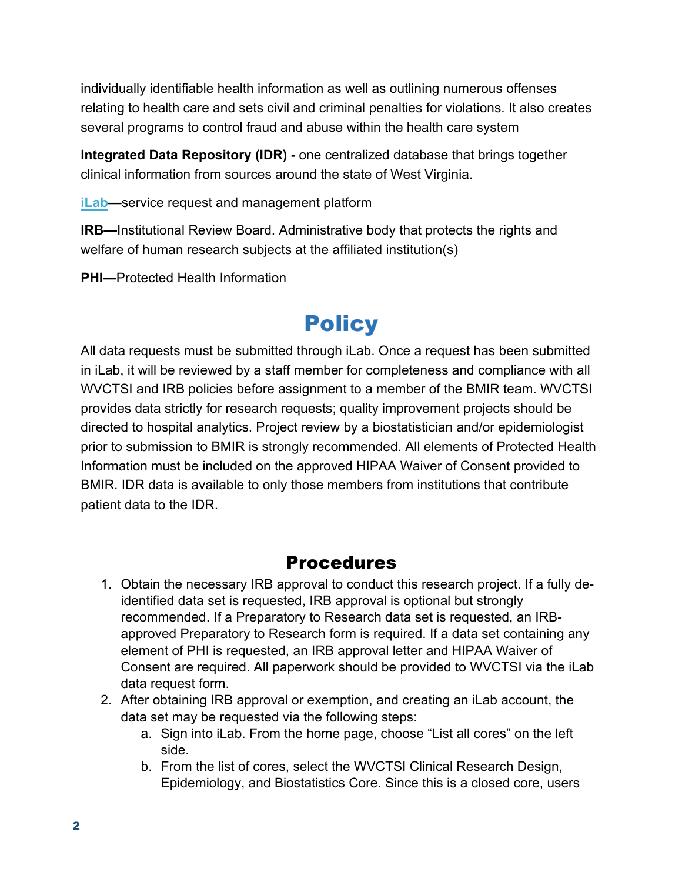individually identifiable health information as well as outlining numerous offenses relating to health care and sets civil and criminal penalties for violations. It also creates several programs to control fraud and abuse within the health care system

**Integrated Data Repository (IDR) -** one centralized database that brings together clinical information from sources around the state of West Virginia.

**iLab—**service request and management platform

**IRB—**Institutional Review Board. Administrative body that protects the rights and welfare of human research subjects at the affiliated institution(s)

**PHI—**Protected Health Information

# Policy

All data requests must be submitted through iLab. Once a request has been submitted in iLab, it will be reviewed by a staff member for completeness and compliance with all WVCTSI and IRB policies before assignment to a member of the BMIR team. WVCTSI provides data strictly for research requests; quality improvement projects should be directed to hospital analytics. Project review by a biostatistician and/or epidemiologist prior to submission to BMIR is strongly recommended. All elements of Protected Health Information must be included on the approved HIPAA Waiver of Consent provided to BMIR. IDR data is available to only those members from institutions that contribute patient data to the IDR.

## Procedures

1. Obtain the necessary IRB approval to conduct this research project. If a fully de-identified data set is requested, IRB approval is optional but strongly recommended. If a Preparatory to Research data set is requested, an IRB-approved Preparatory to Research form is required. If a data set containing any element of PHI is requested, an IRB approval letter and HIPAA Waiver of Consent are required. All paperwork should be provided to WVCTSI via the iLab data request form.
2. After obtaining IRB approval or exemption, and creating an iLab account, the data set may be requested via the following steps:
    a. Sign into iLab. From the home page, choose "List all cores" on the left side.
    b. From the list of cores, select the WVCTSI Clinical Research Design, Epidemiology, and Biostatistics Core. Since this is a closed core, users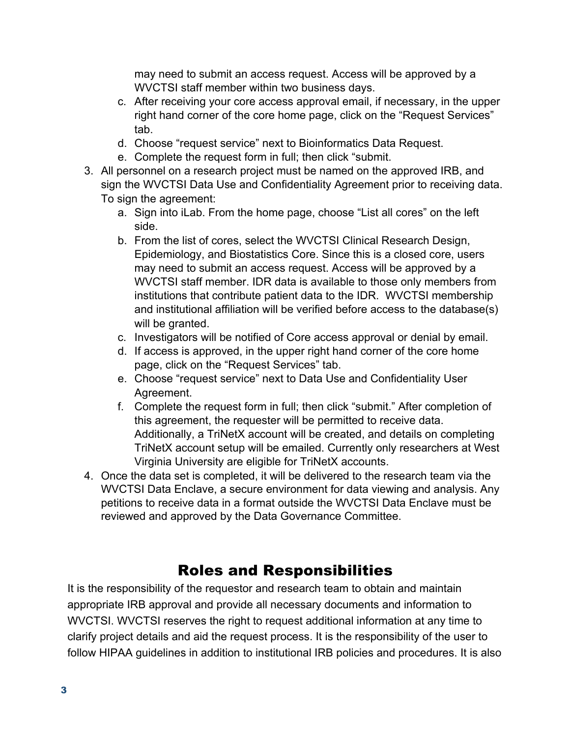may need to submit an access request. Access will be approved by a WVCTSI staff member within two business days.

   c. After receiving your core access approval email, if necessary, in the upper right hand corner of the core home page, click on the "Request Services" tab.
   d. Choose "request service" next to Bioinformatics Data Request.
   e. Complete the request form in full; then click "submit.

3. All personnel on a research project must be named on the approved IRB, and sign the WVCTSI Data Use and Confidentiality Agreement prior to receiving data. To sign the agreement:
   a. Sign into iLab. From the home page, choose "List all cores" on the left side.
   b. From the list of cores, select the WVCTSI Clinical Research Design, Epidemiology, and Biostatistics Core. Since this is a closed core, users may need to submit an access request. Access will be approved by a WVCTSI staff member. IDR data is available to those only members from institutions that contribute patient data to the IDR.  WVCTSI membership and institutional affiliation will be verified before access to the database(s) will be granted.
   c. Investigators will be notified of Core access approval or denial by email.
   d. If access is approved, in the upper right hand corner of the core home page, click on the "Request Services" tab.
   e. Choose "request service" next to Data Use and Confidentiality User Agreement.
   f. Complete the request form in full; then click "submit." After completion of this agreement, the requester will be permitted to receive data. Additionally, a TriNetX account will be created, and details on completing TriNetX account setup will be emailed. Currently only researchers at West Virginia University are eligible for TriNetX accounts.
4. Once the data set is completed, it will be delivered to the research team via the WVCTSI Data Enclave, a secure environment for data viewing and analysis. Any petitions to receive data in a format outside the WVCTSI Data Enclave must be reviewed and approved by the Data Governance Committee.

## Roles and Responsibilities

It is the responsibility of the requestor and research team to obtain and maintain appropriate IRB approval and provide all necessary documents and information to WVCTSI. WVCTSI reserves the right to request additional information at any time to clarify project details and aid the request process. It is the responsibility of the user to follow HIPAA guidelines in addition to institutional IRB policies and procedures. It is also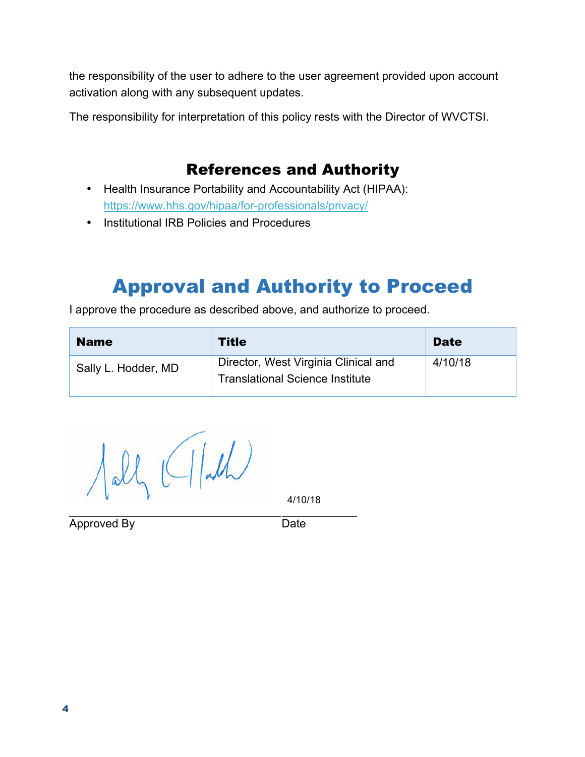the responsibility of the user to adhere to the user agreement provided upon account activation along with any subsequent updates.

The responsibility for interpretation of this policy rests with the Director of WVCTSI.

## References and Authority

- Health Insurance Portability and Accountability Act (HIPAA): https://www.hhs.gov/hipaa/for-professionals/privacy/
- Institutional IRB Policies and Procedures

# Approval and Authority to Proceed

I approve the procedure as described above, and authorize to proceed.

| Name | Title | Date |
|---|---|---|
| Sally L. Hodder, MD | Director, West Virginia Clinical and Translational Science Institute | 4/10/18 |

4/10/18

Approved By Date